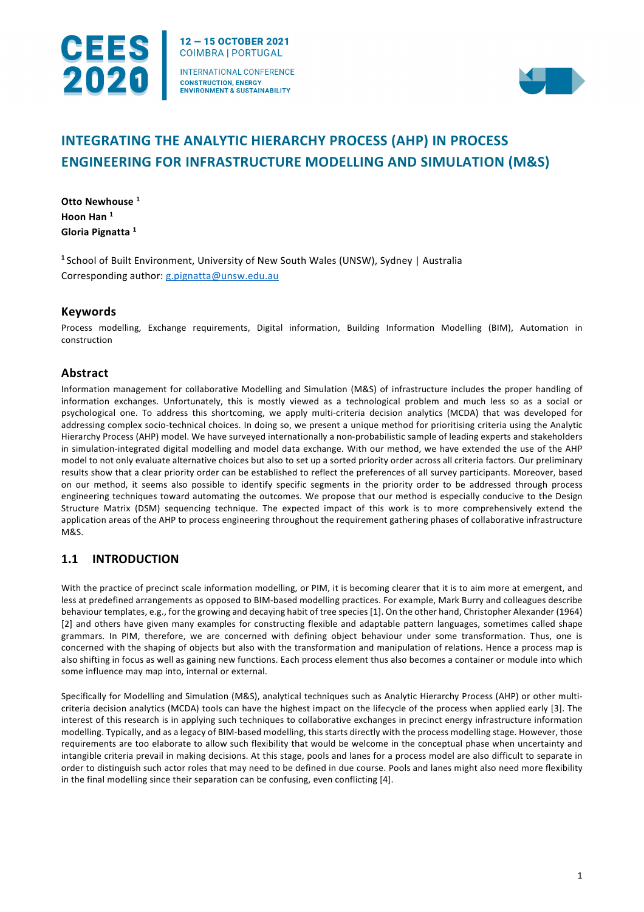# INTEGRATING THE ANALYTIC HIERARCHY PROCESS (AHP) IN PROCESS ENGINEERING FOR INFRASTRUCTURE MODELLING AND SIMULATION (M&S)

**Otto Newhouse** [1]
**Hoon Han** [1]
**Gloria Pignatta** [1]

[1] School of Built Environment, University of New South Wales (UNSW), Sydney | Australia
Corresponding author: g.pignatta@unsw.edu.au

## Keywords

Process modelling, Exchange requirements, Digital information, Building Information Modelling (BIM), Automation in construction

## Abstract

Information management for collaborative Modelling and Simulation (M&S) of infrastructure includes the proper handling of information exchanges. Unfortunately, this is mostly viewed as a technological problem and much less so as a social or psychological one. To address this shortcoming, we apply multi-criteria decision analytics (MCDA) that was developed for addressing complex socio-technical choices. In doing so, we present a unique method for prioritising criteria using the Analytic Hierarchy Process (AHP) model. We have surveyed internationally a non-probabilistic sample of leading experts and stakeholders in simulation-integrated digital modelling and model data exchange. With our method, we have extended the use of the AHP model to not only evaluate alternative choices but also to set up a sorted priority order across all criteria factors. Our preliminary results show that a clear priority order can be established to reflect the preferences of all survey participants. Moreover, based on our method, it seems also possible to identify specific segments in the priority order to be addressed through process engineering techniques toward automating the outcomes. We propose that our method is especially conducive to the Design Structure Matrix (DSM) sequencing technique. The expected impact of this work is to more comprehensively extend the application areas of the AHP to process engineering throughout the requirement gathering phases of collaborative infrastructure M&S.

## 1.1 INTRODUCTION

With the practice of precinct scale information modelling, or PIM, it is becoming clearer that it is to aim more at emergent, and less at predefined arrangements as opposed to BIM-based modelling practices. For example, Mark Burry and colleagues describe behaviour templates, e.g., for the growing and decaying habit of tree species [1]. On the other hand, Christopher Alexander (1964) [2] and others have given many examples for constructing flexible and adaptable pattern languages, sometimes called shape grammars. In PIM, therefore, we are concerned with defining object behaviour under some transformation. Thus, one is concerned with the shaping of objects but also with the transformation and manipulation of relations. Hence a process map is also shifting in focus as well as gaining new functions. Each process element thus also becomes a container or module into which some influence may map into, internal or external.

Specifically for Modelling and Simulation (M&S), analytical techniques such as Analytic Hierarchy Process (AHP) or other multi-criteria decision analytics (MCDA) tools can have the highest impact on the lifecycle of the process when applied early [3]. The interest of this research is in applying such techniques to collaborative exchanges in precinct energy infrastructure information modelling. Typically, and as a legacy of BIM-based modelling, this starts directly with the process modelling stage. However, those requirements are too elaborate to allow such flexibility that would be welcome in the conceptual phase when uncertainty and intangible criteria prevail in making decisions. At this stage, pools and lanes for a process model are also difficult to separate in order to distinguish such actor roles that may need to be defined in due course. Pools and lanes might also need more flexibility in the final modelling since their separation can be confusing, even conflicting [4].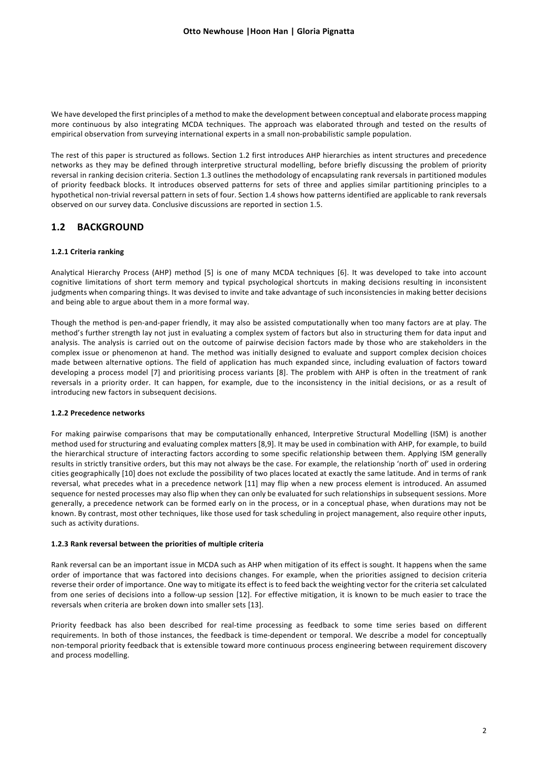We have developed the first principles of a method to make the development between conceptual and elaborate process mapping more continuous by also integrating MCDA techniques. The approach was elaborated through and tested on the results of empirical observation from surveying international experts in a small non-probabilistic sample population.

The rest of this paper is structured as follows. Section 1.2 first introduces AHP hierarchies as intent structures and precedence networks as they may be defined through interpretive structural modelling, before briefly discussing the problem of priority reversal in ranking decision criteria. Section 1.3 outlines the methodology of encapsulating rank reversals in partitioned modules of priority feedback blocks. It introduces observed patterns for sets of three and applies similar partitioning principles to a hypothetical non-trivial reversal pattern in sets of four. Section 1.4 shows how patterns identified are applicable to rank reversals observed on our survey data. Conclusive discussions are reported in section 1.5.

## 1.2 BACKGROUND

### 1.2.1 Criteria ranking

Analytical Hierarchy Process (AHP) method [5] is one of many MCDA techniques [6]. It was developed to take into account cognitive limitations of short term memory and typical psychological shortcuts in making decisions resulting in inconsistent judgments when comparing things. It was devised to invite and take advantage of such inconsistencies in making better decisions and being able to argue about them in a more formal way.

Though the method is pen-and-paper friendly, it may also be assisted computationally when too many factors are at play. The method's further strength lay not just in evaluating a complex system of factors but also in structuring them for data input and analysis. The analysis is carried out on the outcome of pairwise decision factors made by those who are stakeholders in the complex issue or phenomenon at hand. The method was initially designed to evaluate and support complex decision choices made between alternative options. The field of application has much expanded since, including evaluation of factors toward developing a process model [7] and prioritising process variants [8]. The problem with AHP is often in the treatment of rank reversals in a priority order. It can happen, for example, due to the inconsistency in the initial decisions, or as a result of introducing new factors in subsequent decisions.

### 1.2.2 Precedence networks

For making pairwise comparisons that may be computationally enhanced, Interpretive Structural Modelling (ISM) is another method used for structuring and evaluating complex matters [8,9]. It may be used in combination with AHP, for example, to build the hierarchical structure of interacting factors according to some specific relationship between them. Applying ISM generally results in strictly transitive orders, but this may not always be the case. For example, the relationship 'north of' used in ordering cities geographically [10] does not exclude the possibility of two places located at exactly the same latitude. And in terms of rank reversal, what precedes what in a precedence network [11] may flip when a new process element is introduced. An assumed sequence for nested processes may also flip when they can only be evaluated for such relationships in subsequent sessions. More generally, a precedence network can be formed early on in the process, or in a conceptual phase, when durations may not be known. By contrast, most other techniques, like those used for task scheduling in project management, also require other inputs, such as activity durations.

### 1.2.3 Rank reversal between the priorities of multiple criteria

Rank reversal can be an important issue in MCDA such as AHP when mitigation of its effect is sought. It happens when the same order of importance that was factored into decisions changes. For example, when the priorities assigned to decision criteria reverse their order of importance. One way to mitigate its effect is to feed back the weighting vector for the criteria set calculated from one series of decisions into a follow-up session [12]. For effective mitigation, it is known to be much easier to trace the reversals when criteria are broken down into smaller sets [13].

Priority feedback has also been described for real-time processing as feedback to some time series based on different requirements. In both of those instances, the feedback is time-dependent or temporal. We describe a model for conceptually non-temporal priority feedback that is extensible toward more continuous process engineering between requirement discovery and process modelling.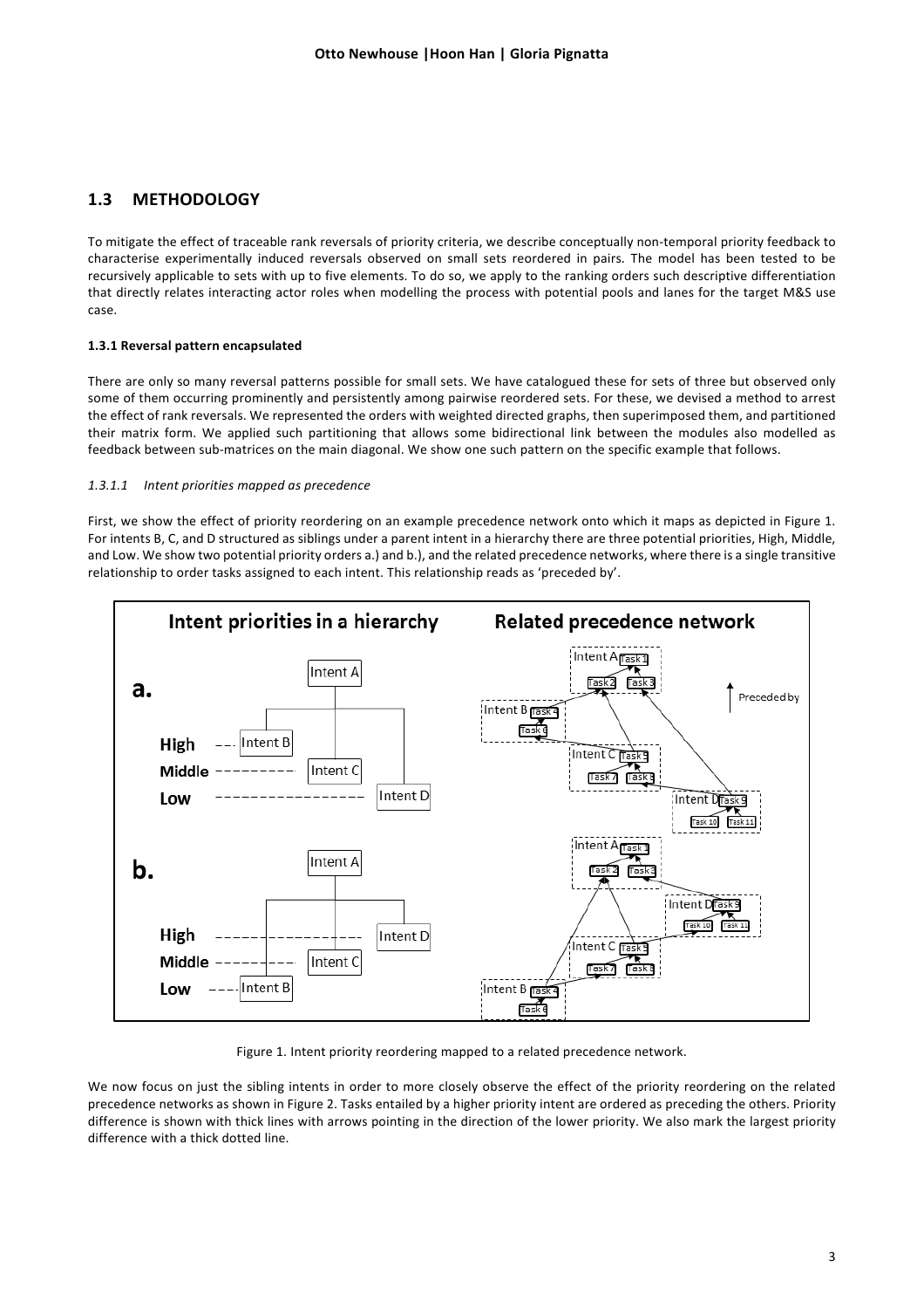## 1.3 METHODOLOGY

To mitigate the effect of traceable rank reversals of priority criteria, we describe conceptually non-temporal priority feedback to characterise experimentally induced reversals observed on small sets reordered in pairs. The model has been tested to be recursively applicable to sets with up to five elements. To do so, we apply to the ranking orders such descriptive differentiation that directly relates interacting actor roles when modelling the process with potential pools and lanes for the target M&S use case.

#### 1.3.1 Reversal pattern encapsulated

There are only so many reversal patterns possible for small sets. We have catalogued these for sets of three but observed only some of them occurring prominently and persistently among pairwise reordered sets. For these, we devised a method to arrest the effect of rank reversals. We represented the orders with weighted directed graphs, then superimposed them, and partitioned their matrix form. We applied such partitioning that allows some bidirectional link between the modules also modelled as feedback between sub-matrices on the main diagonal. We show one such pattern on the specific example that follows.

##### *1.3.1.1 Intent priorities mapped as precedence*

First, we show the effect of priority reordering on an example precedence network onto which it maps as depicted in Figure 1. For intents B, C, and D structured as siblings under a parent intent in a hierarchy there are three potential priorities, High, Middle, and Low. We show two potential priority orders a.) and b.), and the related precedence networks, where there is a single transitive relationship to order tasks assigned to each intent. This relationship reads as 'preceded by'.

Figure 1. Intent priority reordering mapped to a related precedence network.

We now focus on just the sibling intents in order to more closely observe the effect of the priority reordering on the related precedence networks as shown in Figure 2. Tasks entailed by a higher priority intent are ordered as preceding the others. Priority difference is shown with thick lines with arrows pointing in the direction of the lower priority. We also mark the largest priority difference with a thick dotted line.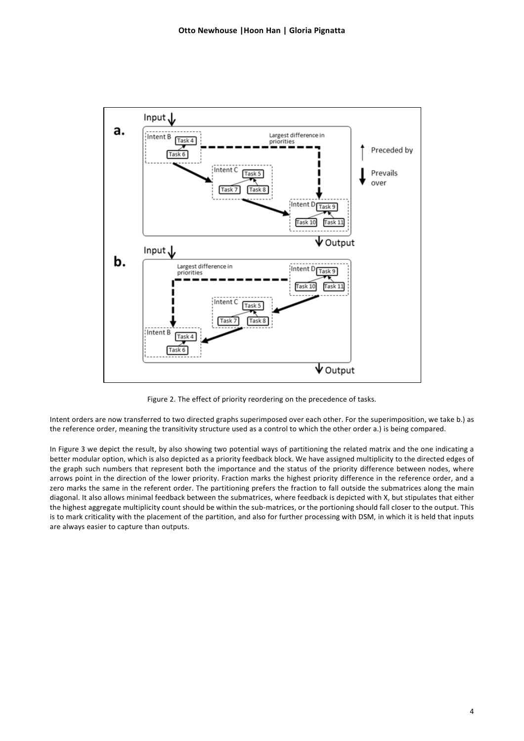Figure 2. The effect of priority reordering on the precedence of tasks.

Intent orders are now transferred to two directed graphs superimposed over each other. For the superimposition, we take b.) as the reference order, meaning the transitivity structure used as a control to which the other order a.) is being compared.

In Figure 3 we depict the result, by also showing two potential ways of partitioning the related matrix and the one indicating a better modular option, which is also depicted as a priority feedback block. We have assigned multiplicity to the directed edges of the graph such numbers that represent both the importance and the status of the priority difference between nodes, where arrows point in the direction of the lower priority. Fraction marks the highest priority difference in the reference order, and a zero marks the same in the referent order. The partitioning prefers the fraction to fall outside the submatrices along the main diagonal. It also allows minimal feedback between the submatrices, where feedback is depicted with X, but stipulates that either the highest aggregate multiplicity count should be within the sub-matrices, or the portioning should fall closer to the output. This is to mark criticality with the placement of the partition, and also for further processing with DSM, in which it is held that inputs are always easier to capture than outputs.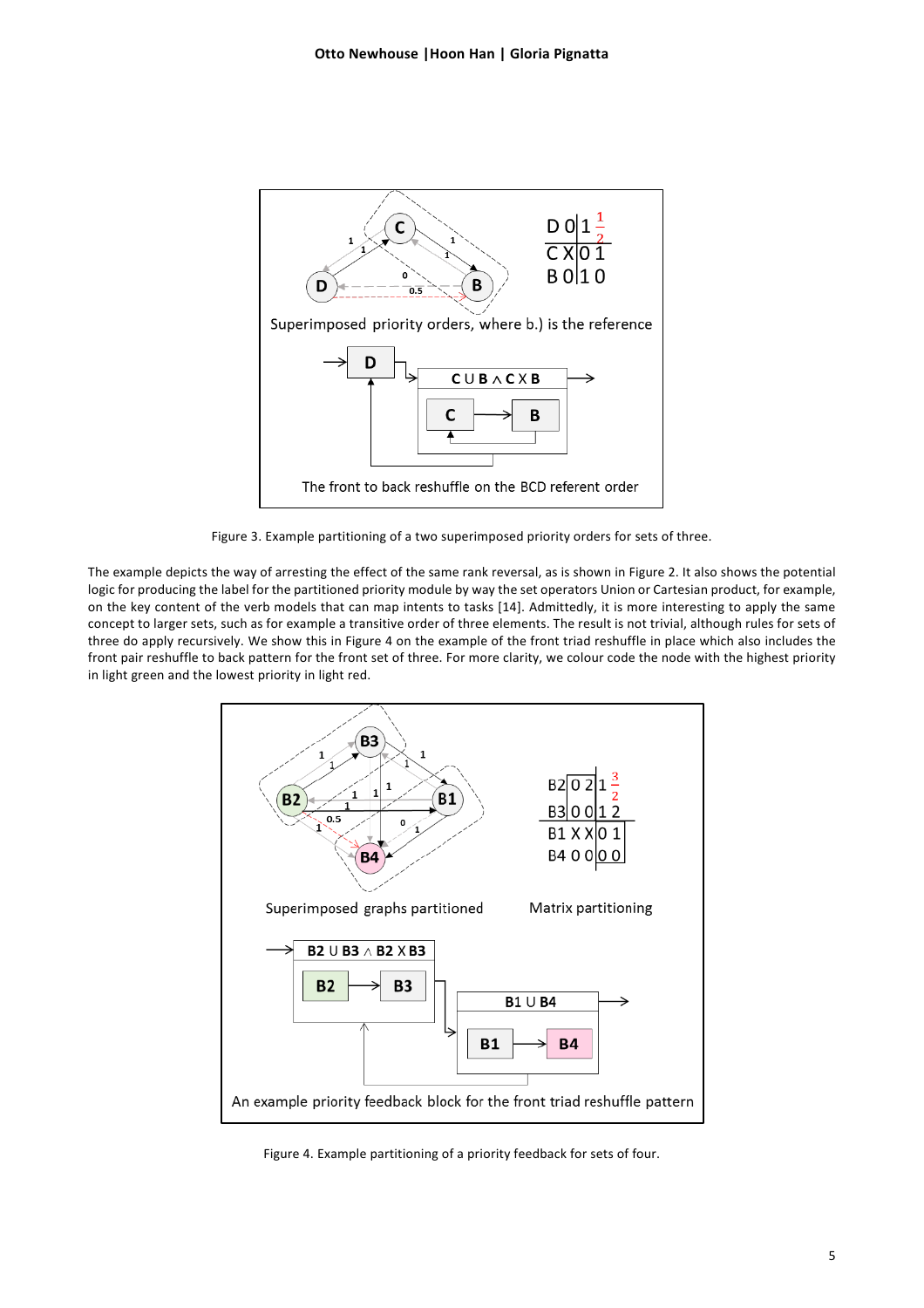Figure 3. Example partitioning of a two superimposed priority orders for sets of three.

The example depicts the way of arresting the effect of the same rank reversal, as is shown in Figure 2. It also shows the potential logic for producing the label for the partitioned priority module by way the set operators Union or Cartesian product, for example, on the key content of the verb models that can map intents to tasks [14]. Admittedly, it is more interesting to apply the same concept to larger sets, such as for example a transitive order of three elements. The result is not trivial, although rules for sets of three do apply recursively. We show this in Figure 4 on the example of the front triad reshuffle in place which also includes the front pair reshuffle to back pattern for the front set of three. For more clarity, we colour code the node with the highest priority in light green and the lowest priority in light red.

Figure 4. Example partitioning of a priority feedback for sets of four.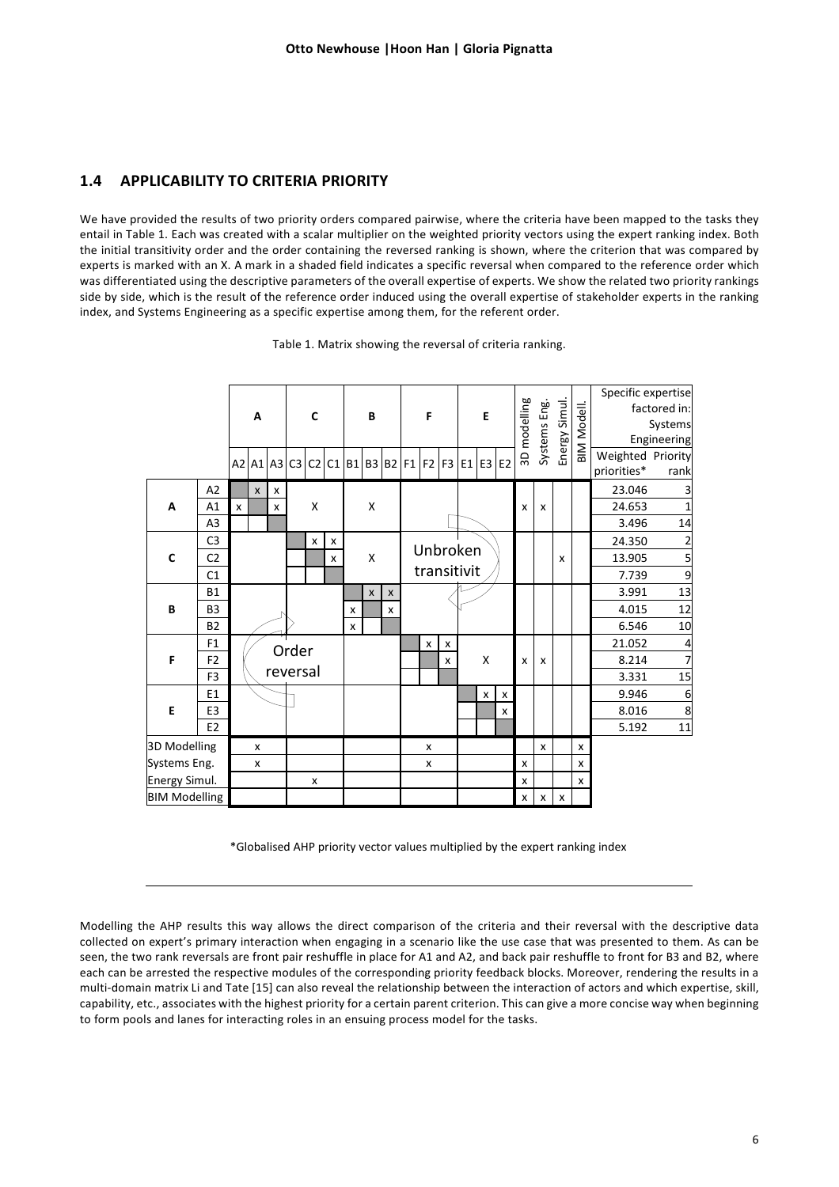|  |  | A |  |  | C |  |  | B |  |  | F |  |  | E |  |  | 3D modelling | Systems Eng. | Energy Simul. | BIM Modell. | Specific expertise factored in: Systems Engineering |  |
|---|---|---|---|---|---|---|---|---|---|---|---|---|---|---|---|---|---|---|---|---|---|---|
|  |  | A2 | A1 | A3 | C3 | C2 | C1 | B1 | B3 | B2 | F1 | F2 | F3 | E1 | E3 | E2 |  |  |  |  | Weighted priorities* | Priority rank |
| A | A2 |  | x | x |  |  |  |  |  |  |  |  |  |  |  |  |  |  |  |  | 23.046 | 3 |
|  | A1 | x |  | x |  | X |  |  | X |  |  |  |  |  |  |  | x | x |  |  | 24.653 | 1 |
|  | A3 |  |  |  |  |  |  |  |  |  |  |  |  |  |  |  |  |  |  |  | 3.496 | 14 |
| C | C3 |  |  |  |  | x | x |  |  |  |  | Unbroken |  |  |  |  |  |  |  |  | 24.350 | 2 |
|  | C2 |  |  |  |  |  | x |  | X |  |  | transitivit |  |  |  |  |  |  | x |  | 13.905 | 5 |
|  | C1 |  |  |  |  |  |  |  |  |  |  |  |  |  |  |  |  |  |  |  | 7.739 | 9 |
| B | B1 |  |  |  |  |  |  |  | x | x |  |  |  |  |  |  |  |  |  |  | 3.991 | 13 |
|  | B3 |  |  |  |  |  |  | x |  | x |  |  |  |  |  |  |  |  |  |  | 4.015 | 12 |
|  | B2 |  |  |  |  |  |  | x |  |  |  |  |  |  |  |  |  |  |  |  | 6.546 | 10 |
| F | F1 |  |  |  |  | Order |  |  |  |  |  | x | x |  |  |  |  |  |  |  | 21.052 | 4 |
|  | F2 |  |  |  |  | reversal |  |  |  |  |  |  | x |  | X |  | x | x |  |  | 8.214 | 7 |
|  | F3 |  |  |  |  |  |  |  |  |  |  |  |  |  |  |  |  |  |  |  | 3.331 | 15 |
| E | E1 |  |  |  |  |  |  |  |  |  |  |  |  |  | x | x |  |  |  |  | 9.946 | 6 |
|  | E3 |  |  |  |  |  |  |  |  |  |  |  |  |  |  | x |  |  |  |  | 8.016 | 8 |
|  | E2 |  |  |  |  |  |  |  |  |  |  |  |  |  |  |  |  |  |  |  | 5.192 | 11 |
| 3D Modelling |  |  | x |  |  |  |  |  |  |  |  | x |  |  |  |  |  | x |  | x |  |  |
| Systems Eng. |  |  | x |  |  |  |  |  |  |  |  | x |  |  |  |  | x |  |  | x |  |  |
| Energy Simul. |  |  |  |  |  | x |  |  |  |  |  |  |  |  |  |  | x |  |  | x |  |  |
| BIM Modelling |  |  |  |  |  |  |  |  |  |  |  |  |  |  |  |  | x | x | x |  |  |  |

*Globalised AHP priority vector values multiplied by the expert ranking index

Modelling the AHP results this way allows the direct comparison of the criteria and their reversal with the descriptive data collected on expert's primary interaction when engaging in a scenario like the use case that was presented to them. As can be seen, the two rank reversals are front pair reshuffle in place for A1 and A2, and back pair reshuffle to front for B3 and B2, where each can be arrested the respective modules of the corresponding priority feedback blocks. Moreover, rendering the results in a multi-domain matrix Li and Tate [15] can also reveal the relationship between the interaction of actors and which expertise, skill, capability, etc., associates with the highest priority for a certain parent criterion. This can give a more concise way when beginning to form pools and lanes for interacting roles in an ensuing process model for the tasks.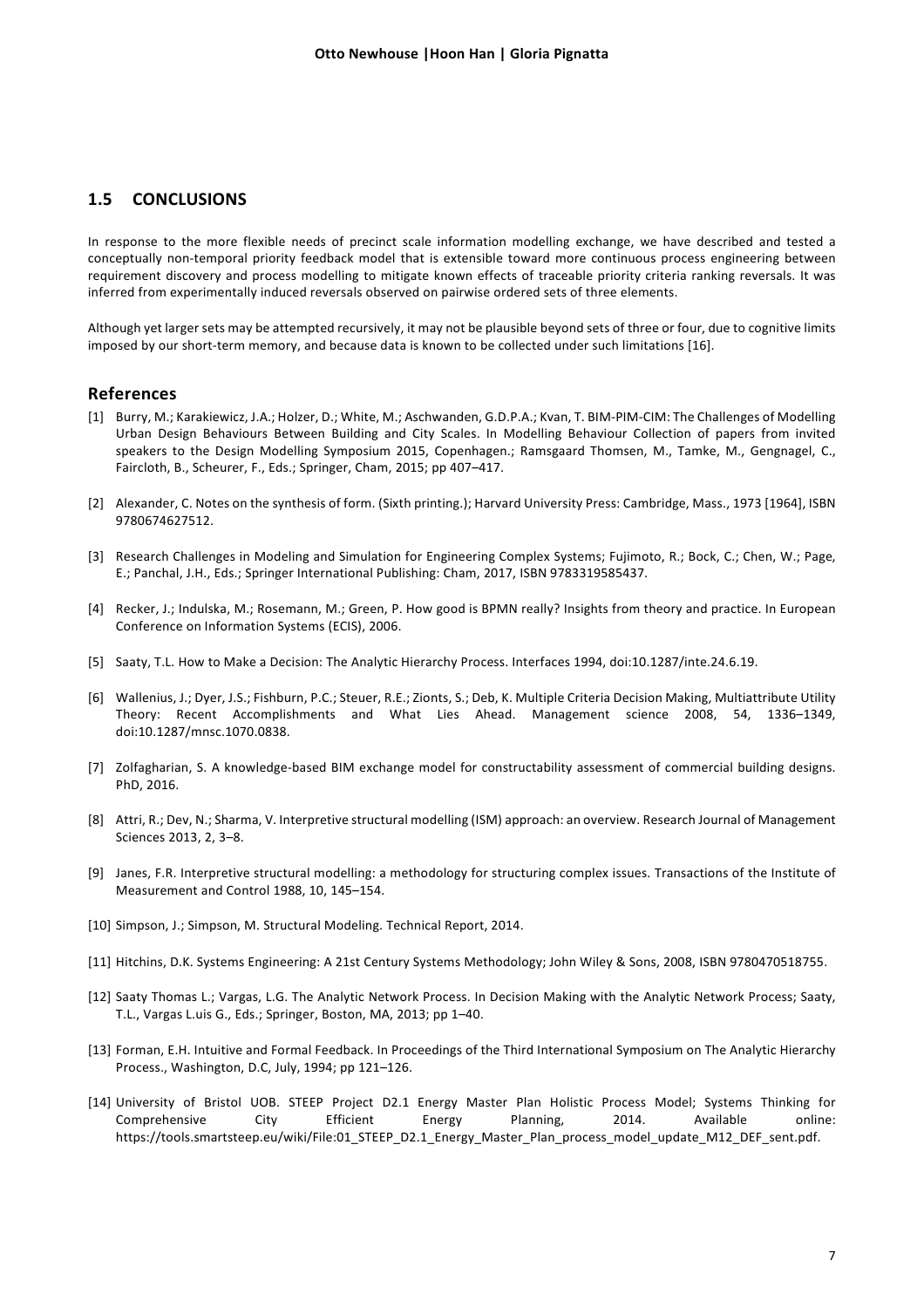## 1.5 CONCLUSIONS

In response to the more flexible needs of precinct scale information modelling exchange, we have described and tested a conceptually non-temporal priority feedback model that is extensible toward more continuous process engineering between requirement discovery and process modelling to mitigate known effects of traceable priority criteria ranking reversals. It was inferred from experimentally induced reversals observed on pairwise ordered sets of three elements.

Although yet larger sets may be attempted recursively, it may not be plausible beyond sets of three or four, due to cognitive limits imposed by our short-term memory, and because data is known to be collected under such limitations [16].

## References

[1] Burry, M.; Karakiewicz, J.A.; Holzer, D.; White, M.; Aschwanden, G.D.P.A.; Kvan, T. BIM-PIM-CIM: The Challenges of Modelling Urban Design Behaviours Between Building and City Scales. In Modelling Behaviour Collection of papers from invited speakers to the Design Modelling Symposium 2015, Copenhagen.; Ramsgaard Thomsen, M., Tamke, M., Gengnagel, C., Faircloth, B., Scheurer, F., Eds.; Springer, Cham, 2015; pp 407–417.

[2] Alexander, C. Notes on the synthesis of form. (Sixth printing.); Harvard University Press: Cambridge, Mass., 1973 [1964], ISBN 9780674627512.

[3] Research Challenges in Modeling and Simulation for Engineering Complex Systems; Fujimoto, R.; Bock, C.; Chen, W.; Page, E.; Panchal, J.H., Eds.; Springer International Publishing: Cham, 2017, ISBN 9783319585437.

[4] Recker, J.; Indulska, M.; Rosemann, M.; Green, P. How good is BPMN really? Insights from theory and practice. In European Conference on Information Systems (ECIS), 2006.

[5] Saaty, T.L. How to Make a Decision: The Analytic Hierarchy Process. Interfaces 1994, doi:10.1287/inte.24.6.19.

[6] Wallenius, J.; Dyer, J.S.; Fishburn, P.C.; Steuer, R.E.; Zionts, S.; Deb, K. Multiple Criteria Decision Making, Multiattribute Utility Theory: Recent Accomplishments and What Lies Ahead. Management science 2008, 54, 1336–1349, doi:10.1287/mnsc.1070.0838.

[7] Zolfagharian, S. A knowledge-based BIM exchange model for constructability assessment of commercial building designs. PhD, 2016.

[8] Attri, R.; Dev, N.; Sharma, V. Interpretive structural modelling (ISM) approach: an overview. Research Journal of Management Sciences 2013, 2, 3–8.

[9] Janes, F.R. Interpretive structural modelling: a methodology for structuring complex issues. Transactions of the Institute of Measurement and Control 1988, 10, 145–154.

[10] Simpson, J.; Simpson, M. Structural Modeling. Technical Report, 2014.

[11] Hitchins, D.K. Systems Engineering: A 21st Century Systems Methodology; John Wiley & Sons, 2008, ISBN 9780470518755.

[12] Saaty Thomas L.; Vargas, L.G. The Analytic Network Process. In Decision Making with the Analytic Network Process; Saaty, T.L., Vargas L.uis G., Eds.; Springer, Boston, MA, 2013; pp 1–40.

[13] Forman, E.H. Intuitive and Formal Feedback. In Proceedings of the Third International Symposium on The Analytic Hierarchy Process., Washington, D.C, July, 1994; pp 121–126.

[14] University of Bristol UOB. STEEP Project D2.1 Energy Master Plan Holistic Process Model; Systems Thinking for Comprehensive City Efficient Energy Planning, 2014. Available online: https://tools.smartsteep.eu/wiki/File:01_STEEP_D2.1_Energy_Master_Plan_process_model_update_M12_DEF_sent.pdf.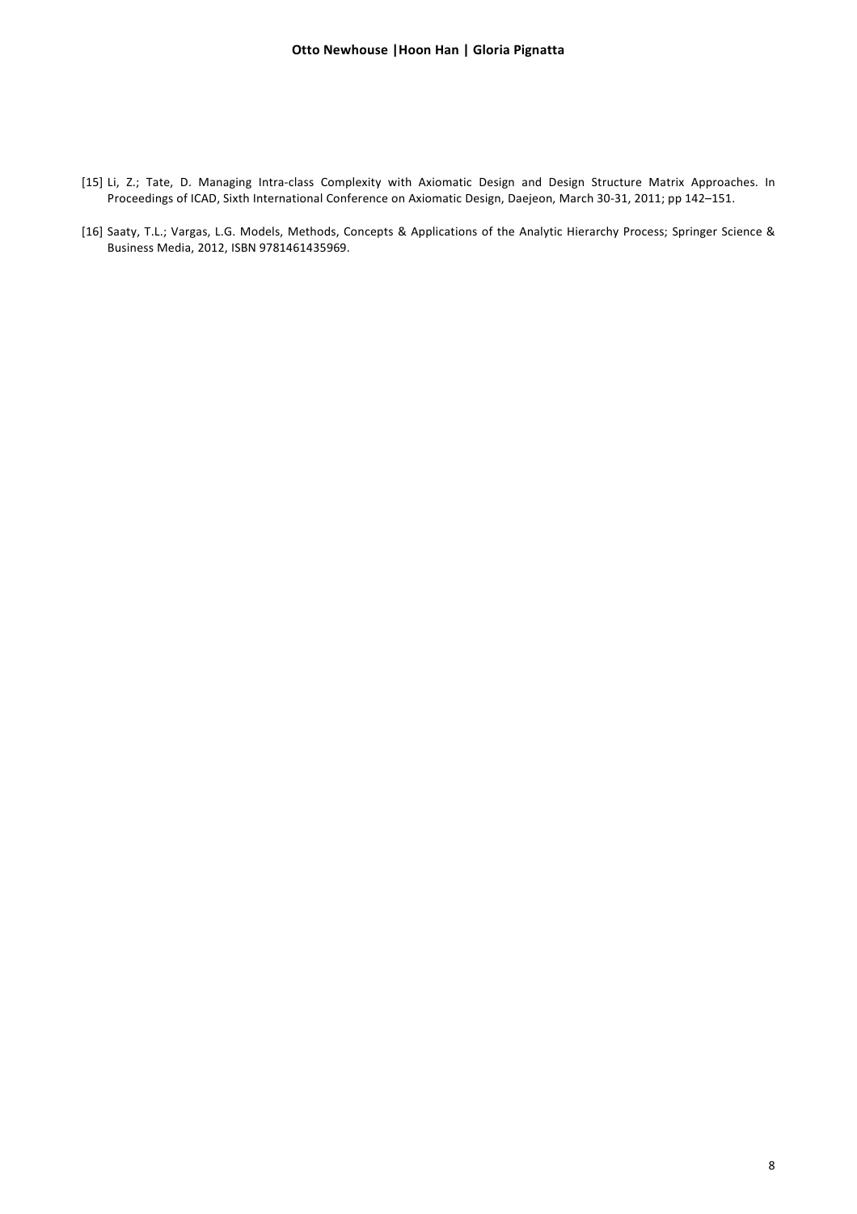[15] Li, Z.; Tate, D. Managing Intra-class Complexity with Axiomatic Design and Design Structure Matrix Approaches. In Proceedings of ICAD, Sixth International Conference on Axiomatic Design, Daejeon, March 30-31, 2011; pp 142–151.

[16] Saaty, T.L.; Vargas, L.G. Models, Methods, Concepts & Applications of the Analytic Hierarchy Process; Springer Science & Business Media, 2012, ISBN 9781461435969.